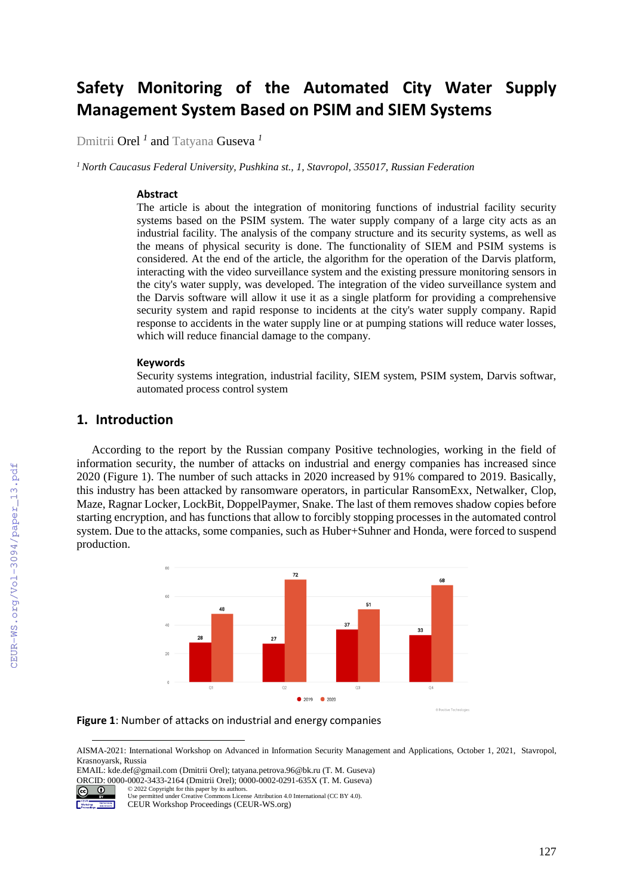# Safety Monitoring of the Automated City Water Supply Management System Based on PSIM and SIEM Systems

Dmitrii Orel [1] and Tatyana Guseva [1]

[1] *North Caucasus Federal University, Pushkina st., 1, Stavropol, 355017, Russian Federation*

### Abstract

The article is about the integration of monitoring functions of industrial facility security systems based on the PSIM system. The water supply company of a large city acts as an industrial facility. The analysis of the company structure and its security systems, as well as the means of physical security is done. The functionality of SIEM and PSIM systems is considered. At the end of the article, the algorithm for the operation of the Darvis platform, interacting with the video surveillance system and the existing pressure monitoring sensors in the city's water supply, was developed. The integration of the video surveillance system and the Darvis software will allow it use it as a single platform for providing a comprehensive security system and rapid response to incidents at the city's water supply company. Rapid response to accidents in the water supply line or at pumping stations will reduce water losses, which will reduce financial damage to the company.

### Keywords

Security systems integration, industrial facility, SIEM system, PSIM system, Darvis softwar, automated process control system

## 1. Introduction

According to the report by the Russian company Positive technologies, working in the field of information security, the number of attacks on industrial and energy companies has increased since 2020 (Figure 1). The number of such attacks in 2020 increased by 91% compared to 2019. Basically, this industry has been attacked by ransomware operators, in particular RansomExx, Netwalker, Clop, Maze, Ragnar Locker, LockBit, DoppelPaymer, Snake. The last of them removes shadow copies before starting encryption, and has functions that allow to forcibly stopping processes in the automated control system. Due to the attacks, some companies, such as Huber+Suhner and Honda, were forced to suspend production.

**Figure 1**: Number of attacks on industrial and energy companies

AISMA-2021: International Workshop on Advanced in Information Security Management and Applications, October 1, 2021, Stavropol, Krasnoyarsk, Russia
EMAIL: kde.def@gmail.com (Dmitrii Orel); tatyana.petrova.96@bk.ru (T. M. Guseva)
ORCID: 0000-0002-3433-2164 (Dmitrii Orel); 0000-0002-0291-635X (T. M. Guseva)
© 2022 Copyright for this paper by its authors.
Use permitted under Creative Commons License Attribution 4.0 International (CC BY 4.0).
CEUR Workshop Proceedings (CEUR-WS.org)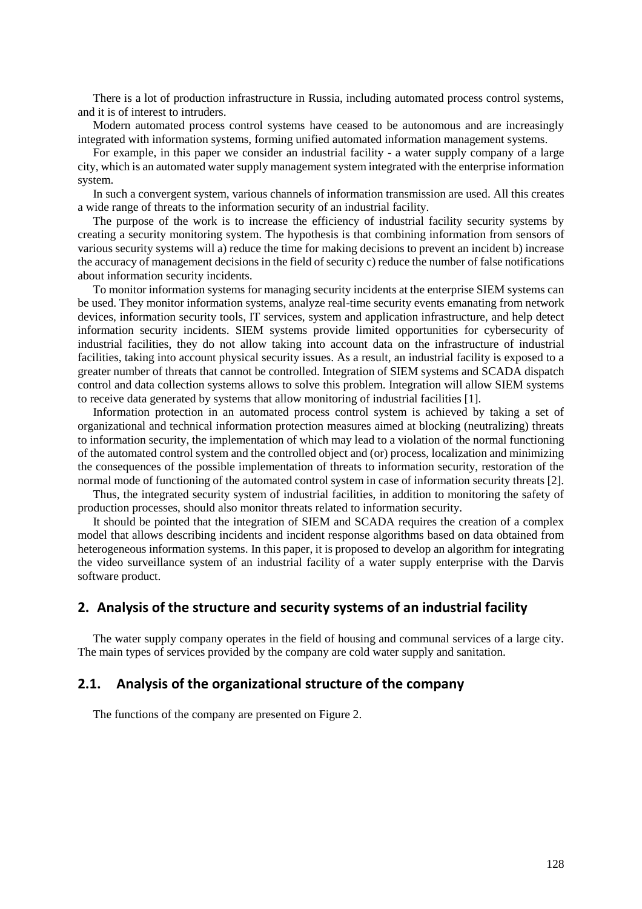There is a lot of production infrastructure in Russia, including automated process control systems, and it is of interest to intruders.

Modern automated process control systems have ceased to be autonomous and are increasingly integrated with information systems, forming unified automated information management systems.

For example, in this paper we consider an industrial facility - a water supply company of a large city, which is an automated water supply management system integrated with the enterprise information system.

In such a convergent system, various channels of information transmission are used. All this creates a wide range of threats to the information security of an industrial facility.

The purpose of the work is to increase the efficiency of industrial facility security systems by creating a security monitoring system. The hypothesis is that combining information from sensors of various security systems will a) reduce the time for making decisions to prevent an incident b) increase the accuracy of management decisions in the field of security c) reduce the number of false notifications about information security incidents.

To monitor information systems for managing security incidents at the enterprise SIEM systems can be used. They monitor information systems, analyze real-time security events emanating from network devices, information security tools, IT services, system and application infrastructure, and help detect information security incidents. SIEM systems provide limited opportunities for cybersecurity of industrial facilities, they do not allow taking into account data on the infrastructure of industrial facilities, taking into account physical security issues. As a result, an industrial facility is exposed to a greater number of threats that cannot be controlled. Integration of SIEM systems and SCADA dispatch control and data collection systems allows to solve this problem. Integration will allow SIEM systems to receive data generated by systems that allow monitoring of industrial facilities [1].

Information protection in an automated process control system is achieved by taking a set of organizational and technical information protection measures aimed at blocking (neutralizing) threats to information security, the implementation of which may lead to a violation of the normal functioning of the automated control system and the controlled object and (or) process, localization and minimizing the consequences of the possible implementation of threats to information security, restoration of the normal mode of functioning of the automated control system in case of information security threats [2].

Thus, the integrated security system of industrial facilities, in addition to monitoring the safety of production processes, should also monitor threats related to information security.

It should be pointed that the integration of SIEM and SCADA requires the creation of a complex model that allows describing incidents and incident response algorithms based on data obtained from heterogeneous information systems. In this paper, it is proposed to develop an algorithm for integrating the video surveillance system of an industrial facility of a water supply enterprise with the Darvis software product.

## 2. Analysis of the structure and security systems of an industrial facility

The water supply company operates in the field of housing and communal services of a large city. The main types of services provided by the company are cold water supply and sanitation.

### 2.1. Analysis of the organizational structure of the company

The functions of the company are presented on Figure 2.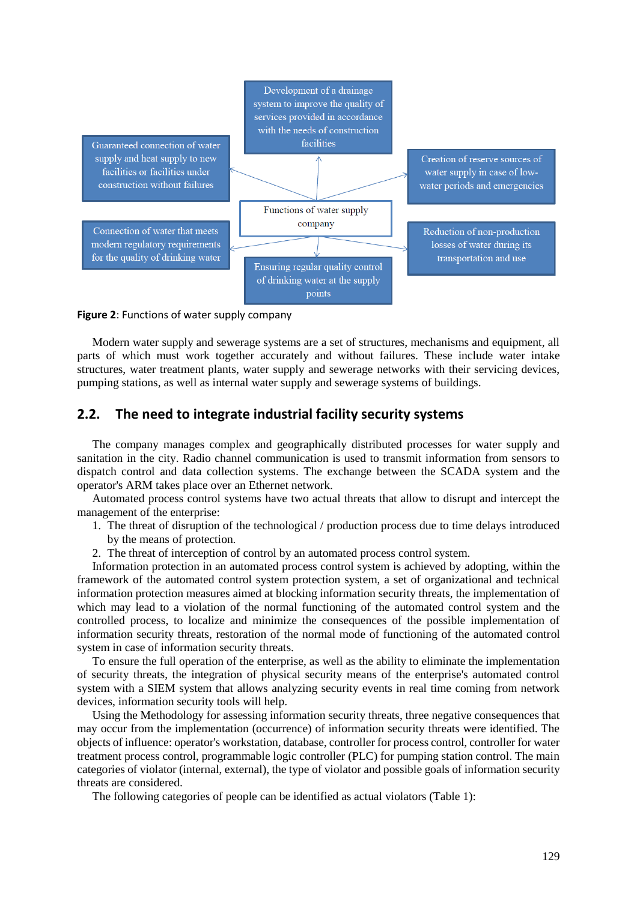- Development of a drainage system to improve the quality of services provided in accordance with the needs of construction facilities
- Guaranteed connection of water supply and heat supply to new facilities or facilities under construction without failures
- Creation of reserve sources of water supply in case of low-water periods and emergencies
- Functions of water supply company
- Connection of water that meets modern regulatory requirements for the quality of drinking water
- Reduction of non-production losses of water during its transportation and use
- Ensuring regular quality control of drinking water at the supply points

**Figure 2**: Functions of water supply company

Modern water supply and sewerage systems are a set of structures, mechanisms and equipment, all parts of which must work together accurately and without failures. These include water intake structures, water treatment plants, water supply and sewerage networks with their servicing devices, pumping stations, as well as internal water supply and sewerage systems of buildings.

## 2.2. The need to integrate industrial facility security systems

The company manages complex and geographically distributed processes for water supply and sanitation in the city. Radio channel communication is used to transmit information from sensors to dispatch control and data collection systems. The exchange between the SCADA system and the operator's ARM takes place over an Ethernet network.

Automated process control systems have two actual threats that allow to disrupt and intercept the management of the enterprise:

1. The threat of disruption of the technological / production process due to time delays introduced by the means of protection.
2. The threat of interception of control by an automated process control system.

Information protection in an automated process control system is achieved by adopting, within the framework of the automated control system protection system, a set of organizational and technical information protection measures aimed at blocking information security threats, the implementation of which may lead to a violation of the normal functioning of the automated control system and the controlled process, to localize and minimize the consequences of the possible implementation of information security threats, restoration of the normal mode of functioning of the automated control system in case of information security threats.

To ensure the full operation of the enterprise, as well as the ability to eliminate the implementation of security threats, the integration of physical security means of the enterprise's automated control system with a SIEM system that allows analyzing security events in real time coming from network devices, information security tools will help.

Using the Methodology for assessing information security threats, three negative consequences that may occur from the implementation (occurrence) of information security threats were identified. The objects of influence: operator's workstation, database, controller for process control, controller for water treatment process control, programmable logic controller (PLC) for pumping station control. The main categories of violator (internal, external), the type of violator and possible goals of information security threats are considered.

The following categories of people can be identified as actual violators (Table 1):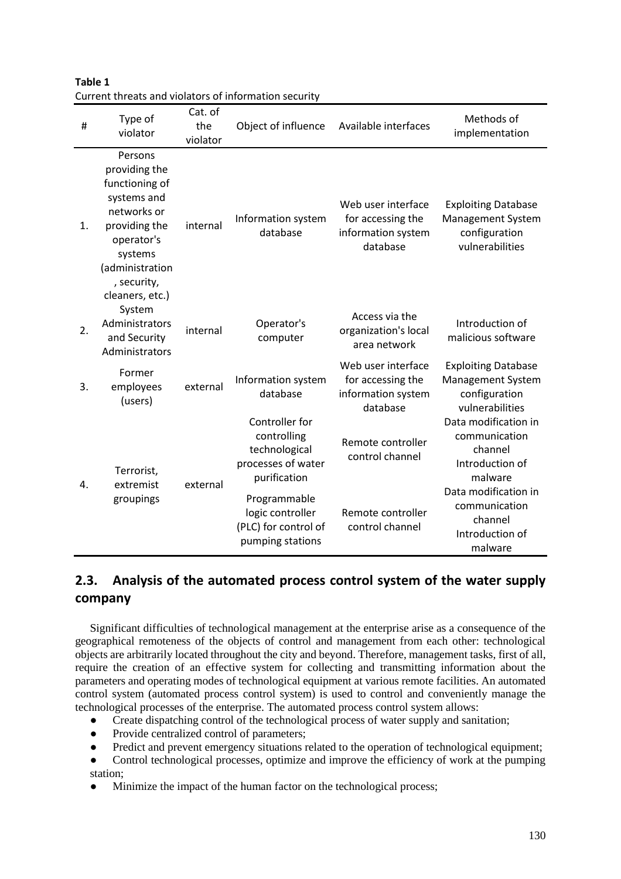**Table 1**
Current threats and violators of information security

| # | Type of violator | Cat. of the violator | Object of influence | Available interfaces | Methods of implementation |
|---|---|---|---|---|---|
| 1. | Persons providing the functioning of systems and networks or providing the operator's systems (administration, security, cleaners, etc.) | internal | Information system database | Web user interface for accessing the information system database | Exploiting Database Management System configuration vulnerabilities |
| 2. | System Administrators and Security Administrators | internal | Operator's computer | Access via the organization's local area network | Introduction of malicious software |
| 3. | Former employees (users) | external | Information system database | Web user interface for accessing the information system database | Exploiting Database Management System configuration vulnerabilities |
| 4. | Terrorist, extremist groupings | external | Controller for controlling technological processes of water purification | Remote controller control channel | Data modification in communication channel Introduction of malware |
| | | | Programmable logic controller (PLC) for control of pumping stations | Remote controller control channel | Data modification in communication channel Introduction of malware |

## 2.3. Analysis of the automated process control system of the water supply company

Significant difficulties of technological management at the enterprise arise as a consequence of the geographical remoteness of the objects of control and management from each other: technological objects are arbitrarily located throughout the city and beyond. Therefore, management tasks, first of all, require the creation of an effective system for collecting and transmitting information about the parameters and operating modes of technological equipment at various remote facilities. An automated control system (automated process control system) is used to control and conveniently manage the technological processes of the enterprise. The automated process control system allows:

- Create dispatching control of the technological process of water supply and sanitation;
- Provide centralized control of parameters;
- Predict and prevent emergency situations related to the operation of technological equipment;
- Control technological processes, optimize and improve the efficiency of work at the pumping station;
- Minimize the impact of the human factor on the technological process;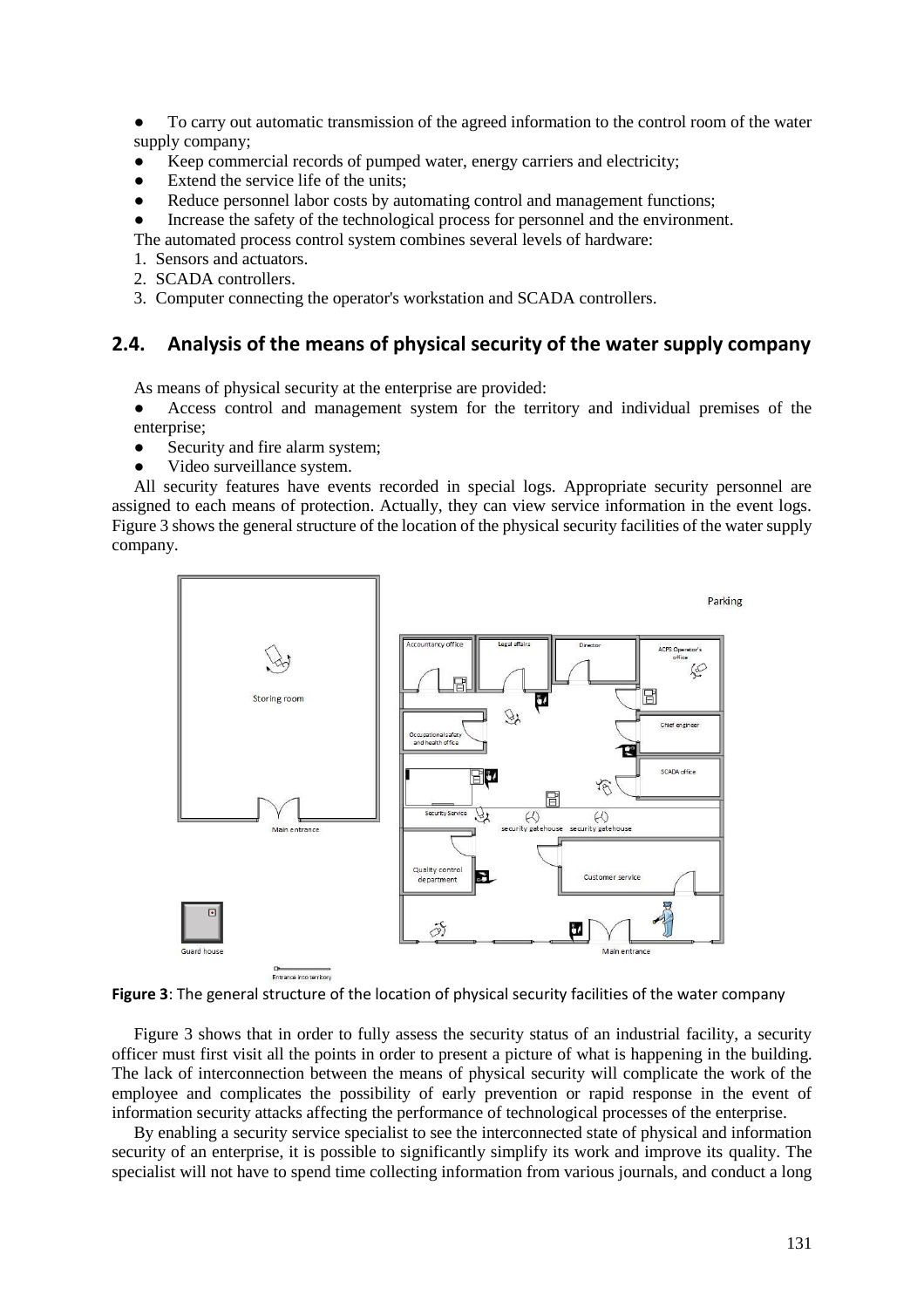- To carry out automatic transmission of the agreed information to the control room of the water supply company;
- Keep commercial records of pumped water, energy carriers and electricity;
- Extend the service life of the units;
- Reduce personnel labor costs by automating control and management functions;
- Increase the safety of the technological process for personnel and the environment.

The automated process control system combines several levels of hardware:

1. Sensors and actuators.
2. SCADA controllers.
3. Computer connecting the operator's workstation and SCADA controllers.

## 2.4. Analysis of the means of physical security of the water supply company

As means of physical security at the enterprise are provided:

- Access control and management system for the territory and individual premises of the enterprise;
- Security and fire alarm system;
- Video surveillance system.

All security features have events recorded in special logs. Appropriate security personnel are assigned to each means of protection. Actually, they can view service information in the event logs. Figure 3 shows the general structure of the location of the physical security facilities of the water supply company.

**Figure 3**: The general structure of the location of physical security facilities of the water company

Figure 3 shows that in order to fully assess the security status of an industrial facility, a security officer must first visit all the points in order to present a picture of what is happening in the building. The lack of interconnection between the means of physical security will complicate the work of the employee and complicates the possibility of early prevention or rapid response in the event of information security attacks affecting the performance of technological processes of the enterprise.

By enabling a security service specialist to see the interconnected state of physical and information security of an enterprise, it is possible to significantly simplify its work and improve its quality. The specialist will not have to spend time collecting information from various journals, and conduct a long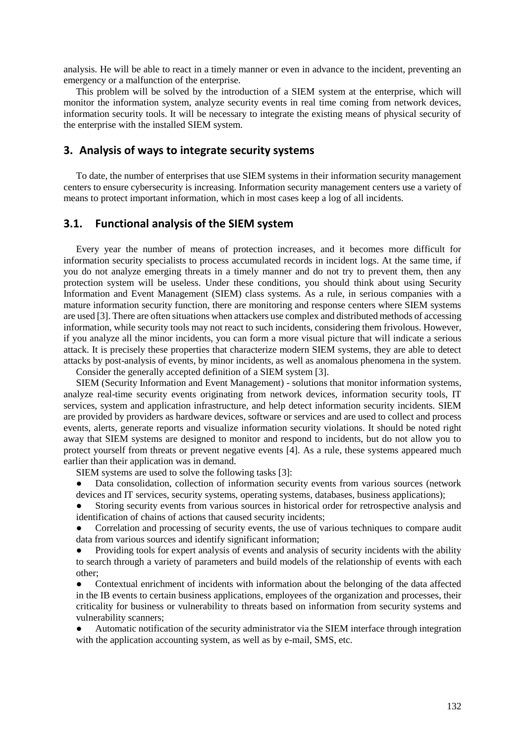analysis. He will be able to react in a timely manner or even in advance to the incident, preventing an emergency or a malfunction of the enterprise.

This problem will be solved by the introduction of a SIEM system at the enterprise, which will monitor the information system, analyze security events in real time coming from network devices, information security tools. It will be necessary to integrate the existing means of physical security of the enterprise with the installed SIEM system.

## 3. Analysis of ways to integrate security systems

To date, the number of enterprises that use SIEM systems in their information security management centers to ensure cybersecurity is increasing. Information security management centers use a variety of means to protect important information, which in most cases keep a log of all incidents.

### 3.1. Functional analysis of the SIEM system

Every year the number of means of protection increases, and it becomes more difficult for information security specialists to process accumulated records in incident logs. At the same time, if you do not analyze emerging threats in a timely manner and do not try to prevent them, then any protection system will be useless. Under these conditions, you should think about using Security Information and Event Management (SIEM) class systems. As a rule, in serious companies with a mature information security function, there are monitoring and response centers where SIEM systems are used [3]. There are often situations when attackers use complex and distributed methods of accessing information, while security tools may not react to such incidents, considering them frivolous. However, if you analyze all the minor incidents, you can form a more visual picture that will indicate a serious attack. It is precisely these properties that characterize modern SIEM systems, they are able to detect attacks by post-analysis of events, by minor incidents, as well as anomalous phenomena in the system.

Consider the generally accepted definition of a SIEM system [3].

SIEM (Security Information and Event Management) - solutions that monitor information systems, analyze real-time security events originating from network devices, information security tools, IT services, system and application infrastructure, and help detect information security incidents. SIEM are provided by providers as hardware devices, software or services and are used to collect and process events, alerts, generate reports and visualize information security violations. It should be noted right away that SIEM systems are designed to monitor and respond to incidents, but do not allow you to protect yourself from threats or prevent negative events [4]. As a rule, these systems appeared much earlier than their application was in demand.

SIEM systems are used to solve the following tasks [3]:

- Data consolidation, collection of information security events from various sources (network devices and IT services, security systems, operating systems, databases, business applications);
- Storing security events from various sources in historical order for retrospective analysis and identification of chains of actions that caused security incidents;
- Correlation and processing of security events, the use of various techniques to compare audit data from various sources and identify significant information;
- Providing tools for expert analysis of events and analysis of security incidents with the ability to search through a variety of parameters and build models of the relationship of events with each other;
- Contextual enrichment of incidents with information about the belonging of the data affected in the IB events to certain business applications, employees of the organization and processes, their criticality for business or vulnerability to threats based on information from security systems and vulnerability scanners;
- Automatic notification of the security administrator via the SIEM interface through integration with the application accounting system, as well as by e-mail, SMS, etc.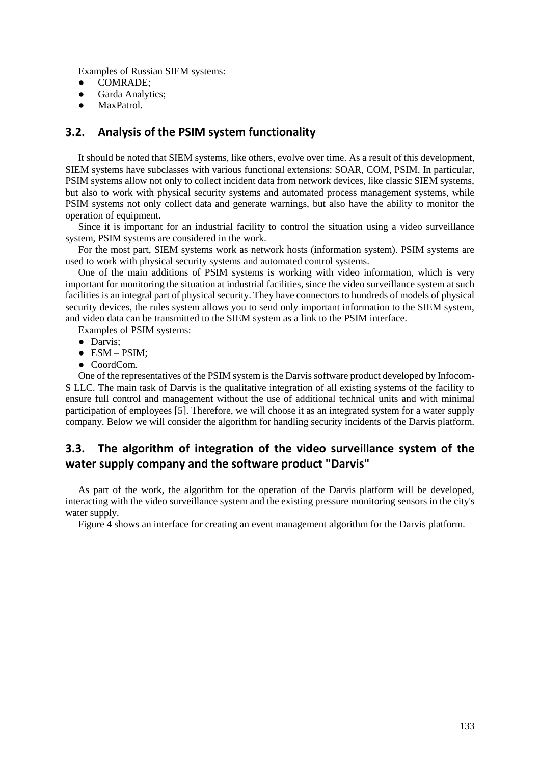Examples of Russian SIEM systems:

- COMRADE;
- Garda Analytics;
- MaxPatrol.

## 3.2. Analysis of the PSIM system functionality

It should be noted that SIEM systems, like others, evolve over time. As a result of this development, SIEM systems have subclasses with various functional extensions: SOAR, COM, PSIM. In particular, PSIM systems allow not only to collect incident data from network devices, like classic SIEM systems, but also to work with physical security systems and automated process management systems, while PSIM systems not only collect data and generate warnings, but also have the ability to monitor the operation of equipment.

Since it is important for an industrial facility to control the situation using a video surveillance system, PSIM systems are considered in the work.

For the most part, SIEM systems work as network hosts (information system). PSIM systems are used to work with physical security systems and automated control systems.

One of the main additions of PSIM systems is working with video information, which is very important for monitoring the situation at industrial facilities, since the video surveillance system at such facilities is an integral part of physical security. They have connectors to hundreds of models of physical security devices, the rules system allows you to send only important information to the SIEM system, and video data can be transmitted to the SIEM system as a link to the PSIM interface.

Examples of PSIM systems:

- Darvis;
- ESM – PSIM;
- CoordCom.

One of the representatives of the PSIM system is the Darvis software product developed by Infocom-S LLC. The main task of Darvis is the qualitative integration of all existing systems of the facility to ensure full control and management without the use of additional technical units and with minimal participation of employees [5]. Therefore, we will choose it as an integrated system for a water supply company. Below we will consider the algorithm for handling security incidents of the Darvis platform.

## 3.3. The algorithm of integration of the video surveillance system of the water supply company and the software product "Darvis"

As part of the work, the algorithm for the operation of the Darvis platform will be developed, interacting with the video surveillance system and the existing pressure monitoring sensors in the city's water supply.

Figure 4 shows an interface for creating an event management algorithm for the Darvis platform.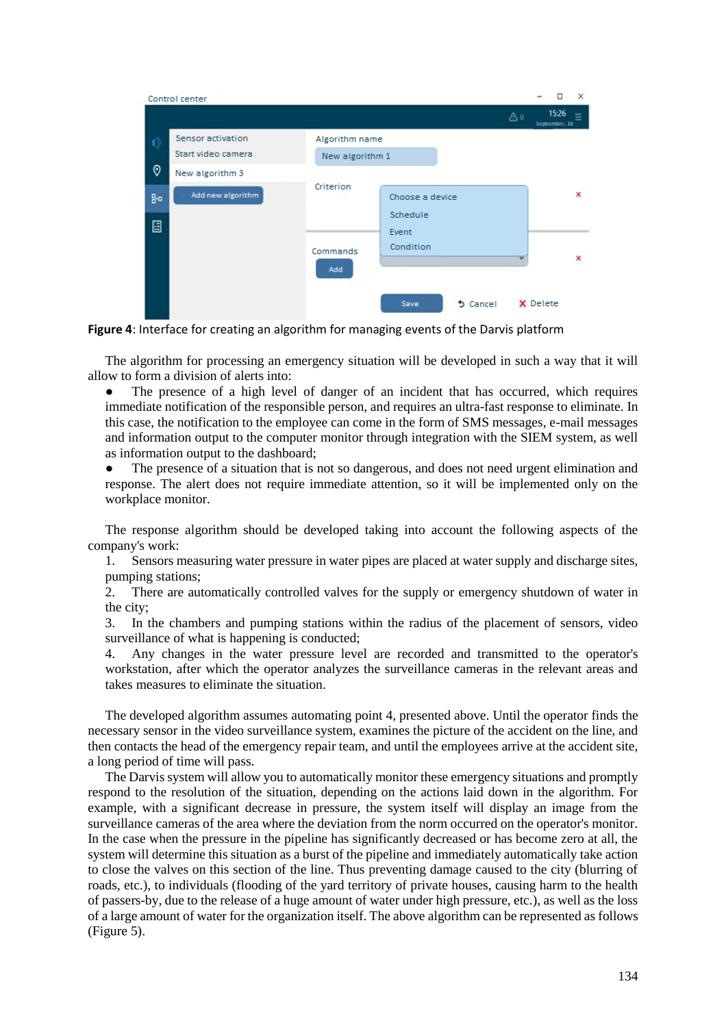**Figure 4**: Interface for creating an algorithm for managing events of the Darvis platform

The algorithm for processing an emergency situation will be developed in such a way that it will allow to form a division of alerts into:

- The presence of a high level of danger of an incident that has occurred, which requires immediate notification of the responsible person, and requires an ultra-fast response to eliminate. In this case, the notification to the employee can come in the form of SMS messages, e-mail messages and information output to the computer monitor through integration with the SIEM system, as well as information output to the dashboard;
- The presence of a situation that is not so dangerous, and does not need urgent elimination and response. The alert does not require immediate attention, so it will be implemented only on the workplace monitor.

The response algorithm should be developed taking into account the following aspects of the company's work:

1. Sensors measuring water pressure in water pipes are placed at water supply and discharge sites, pumping stations;
2. There are automatically controlled valves for the supply or emergency shutdown of water in the city;
3. In the chambers and pumping stations within the radius of the placement of sensors, video surveillance of what is happening is conducted;
4. Any changes in the water pressure level are recorded and transmitted to the operator's workstation, after which the operator analyzes the surveillance cameras in the relevant areas and takes measures to eliminate the situation.

The developed algorithm assumes automating point 4, presented above. Until the operator finds the necessary sensor in the video surveillance system, examines the picture of the accident on the line, and then contacts the head of the emergency repair team, and until the employees arrive at the accident site, a long period of time will pass.

The Darvis system will allow you to automatically monitor these emergency situations and promptly respond to the resolution of the situation, depending on the actions laid down in the algorithm. For example, with a significant decrease in pressure, the system itself will display an image from the surveillance cameras of the area where the deviation from the norm occurred on the operator's monitor. In the case when the pressure in the pipeline has significantly decreased or has become zero at all, the system will determine this situation as a burst of the pipeline and immediately automatically take action to close the valves on this section of the line. Thus preventing damage caused to the city (blurring of roads, etc.), to individuals (flooding of the yard territory of private houses, causing harm to the health of passers-by, due to the release of a huge amount of water under high pressure, etc.), as well as the loss of a large amount of water for the organization itself. The above algorithm can be represented as follows (Figure 5).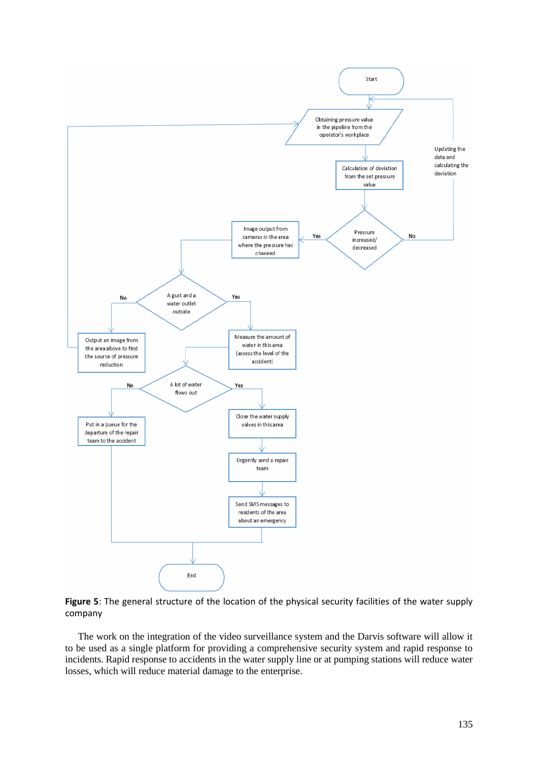**Figure 5**: The general structure of the location of the physical security facilities of the water supply company

The work on the integration of the video surveillance system and the Darvis software will allow it to be used as a single platform for providing a comprehensive security system and rapid response to incidents. Rapid response to accidents in the water supply line or at pumping stations will reduce water losses, which will reduce material damage to the enterprise.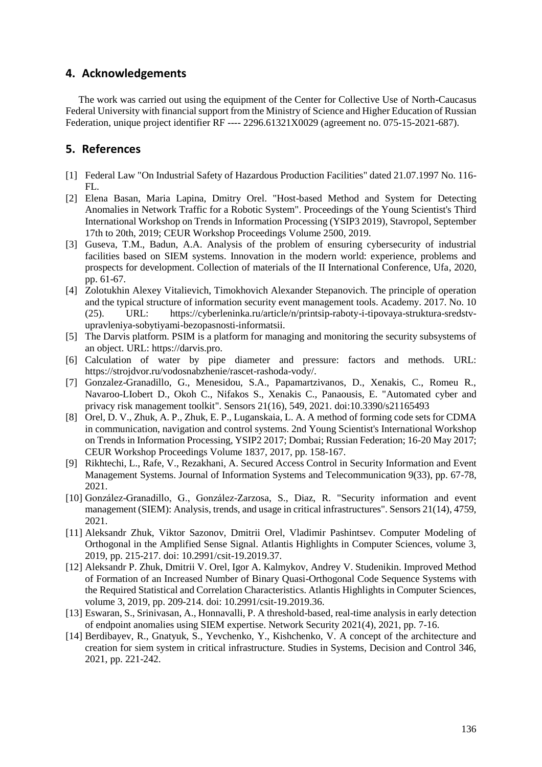## 4. Acknowledgements

The work was carried out using the equipment of the Center for Collective Use of North-Caucasus Federal University with financial support from the Ministry of Science and Higher Education of Russian Federation, unique project identifier RF ---- 2296.61321X0029 (agreement no. 075-15-2021-687).

## 5. References

[1] Federal Law "On Industrial Safety of Hazardous Production Facilities" dated 21.07.1997 No. 116-FL.

[2] Elena Basan, Maria Lapina, Dmitry Orel. "Host-based Method and System for Detecting Anomalies in Network Traffic for a Robotic System". Proceedings of the Young Scientist's Third International Workshop on Trends in Information Processing (YSIP3 2019), Stavropol, September 17th to 20th, 2019; CEUR Workshop Proceedings Volume 2500, 2019.

[3] Guseva, T.M., Badun, A.A. Analysis of the problem of ensuring cybersecurity of industrial facilities based on SIEM systems. Innovation in the modern world: experience, problems and prospects for development. Collection of materials of the II International Conference, Ufa, 2020, pp. 61-67.

[4] Zolotukhin Alexey Vitalievich, Timokhovich Alexander Stepanovich. The principle of operation and the typical structure of information security event management tools. Academy. 2017. No. 10 (25). URL: https://cyberleninka.ru/article/n/printsip-raboty-i-tipovaya-struktura-sredstv-upravleniya-sobytiyami-bezopasnosti-informatsii.

[5] The Darvis platform. PSIM is a platform for managing and monitoring the security subsystems of an object. URL: https://darvis.pro.

[6] Calculation of water by pipe diameter and pressure: factors and methods. URL: https://strojdvor.ru/vodosnabzhenie/rascet-rashoda-vody/.

[7] Gonzalez-Granadillo, G., Menesidou, S.A., Papamartzivanos, D., Xenakis, C., Romeu R., Navaroo-LIobert D., Okoh C., Nifakos S., Xenakis C., Panaousis, E. "Automated cyber and privacy risk management toolkit". Sensors 21(16), 549, 2021. doi:10.3390/s21165493

[8] Orel, D. V., Zhuk, A. P., Zhuk, E. P., Luganskaia, L. A. A method of forming code sets for CDMA in communication, navigation and control systems. 2nd Young Scientist's International Workshop on Trends in Information Processing, YSIP2 2017; Dombai; Russian Federation; 16-20 May 2017; CEUR Workshop Proceedings Volume 1837, 2017, pp. 158-167.

[9] Rikhtechi, L., Rafe, V., Rezakhani, A. Secured Access Control in Security Information and Event Management Systems. Journal of Information Systems and Telecommunication 9(33), pp. 67-78, 2021.

[10] González-Granadillo, G., González-Zarzosa, S., Diaz, R. "Security information and event management (SIEM): Analysis, trends, and usage in critical infrastructures". Sensors 21(14), 4759, 2021.

[11] Aleksandr Zhuk, Viktor Sazonov, Dmitrii Orel, Vladimir Pashintsev. Computer Modeling of Orthogonal in the Amplified Sense Signal. Atlantis Highlights in Computer Sciences, volume 3, 2019, pp. 215-217. doi: 10.2991/csit-19.2019.37.

[12] Aleksandr P. Zhuk, Dmitrii V. Orel, Igor A. Kalmykov, Andrey V. Studenikin. Improved Method of Formation of an Increased Number of Binary Quasi-Orthogonal Code Sequence Systems with the Required Statistical and Correlation Characteristics. Atlantis Highlights in Computer Sciences, volume 3, 2019, pp. 209-214. doi: 10.2991/csit-19.2019.36.

[13] Eswaran, S., Srinivasan, A., Honnavalli, P. A threshold-based, real-time analysis in early detection of endpoint anomalies using SIEM expertise. Network Security 2021(4), 2021, pp. 7-16.

[14] Berdibayev, R., Gnatyuk, S., Yevchenko, Y., Kishchenko, V. A concept of the architecture and creation for siem system in critical infrastructure. Studies in Systems, Decision and Control 346, 2021, pp. 221-242.